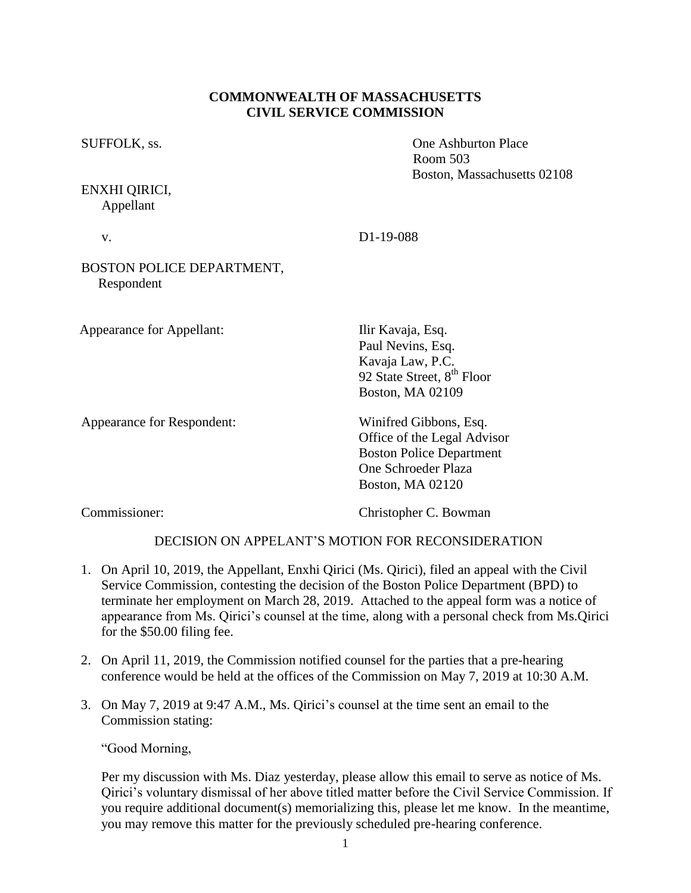**COMMONWEALTH OF MASSACHUSETTS**
**CIVIL SERVICE COMMISSION**

SUFFOLK, ss.

One Ashburton Place
Room 503
Boston, Massachusetts 02108

ENXHI QIRICI,
Appellant

v. D1-19-088

BOSTON POLICE DEPARTMENT,
Respondent

Appearance for Appellant: Ilir Kavaja, Esq.
Paul Nevins, Esq.
Kavaja Law, P.C.
92 State Street, 8th Floor
Boston, MA 02109

Appearance for Respondent: Winifred Gibbons, Esq.
Office of the Legal Advisor
Boston Police Department
One Schroeder Plaza
Boston, MA 02120

Commissioner: Christopher C. Bowman

DECISION ON APPELLANT'S MOTION FOR RECONSIDERATION

1. On April 10, 2019, the Appellant, Enxhi Qirici (Ms. Qirici), filed an appeal with the Civil Service Commission, contesting the decision of the Boston Police Department (BPD) to terminate her employment on March 28, 2019. Attached to the appeal form was a notice of appearance from Ms. Qirici's counsel at the time, along with a personal check from Ms.Qirici for the $50.00 filing fee.

2. On April 11, 2019, the Commission notified counsel for the parties that a pre-hearing conference would be held at the offices of the Commission on May 7, 2019 at 10:30 A.M.

3. On May 7, 2019 at 9:47 A.M., Ms. Qirici's counsel at the time sent an email to the Commission stating:

"Good Morning,

Per my discussion with Ms. Diaz yesterday, please allow this email to serve as notice of Ms. Qirici's voluntary dismissal of her above titled matter before the Civil Service Commission. If you require additional document(s) memorializing this, please let me know. In the meantime, you may remove this matter for the previously scheduled pre-hearing conference.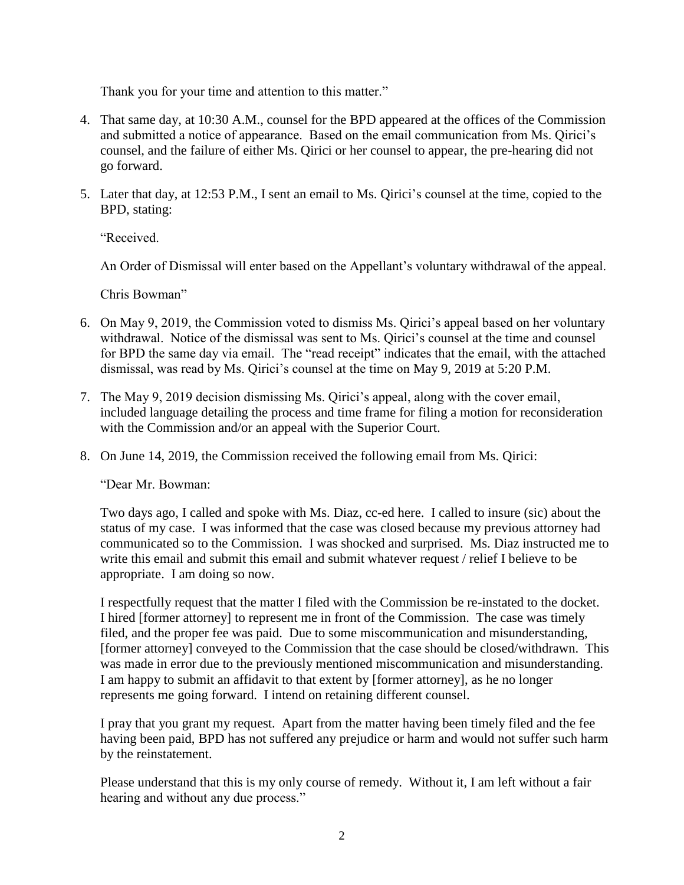Thank you for your time and attention to this matter."

4. That same day, at 10:30 A.M., counsel for the BPD appeared at the offices of the Commission and submitted a notice of appearance. Based on the email communication from Ms. Qirici's counsel, and the failure of either Ms. Qirici or her counsel to appear, the pre-hearing did not go forward.

5. Later that day, at 12:53 P.M., I sent an email to Ms. Qirici's counsel at the time, copied to the BPD, stating:

   "Received.

   An Order of Dismissal will enter based on the Appellant's voluntary withdrawal of the appeal.

   Chris Bowman"

6. On May 9, 2019, the Commission voted to dismiss Ms. Qirici's appeal based on her voluntary withdrawal. Notice of the dismissal was sent to Ms. Qirici's counsel at the time and counsel for BPD the same day via email. The "read receipt" indicates that the email, with the attached dismissal, was read by Ms. Qirici's counsel at the time on May 9, 2019 at 5:20 P.M.

7. The May 9, 2019 decision dismissing Ms. Qirici's appeal, along with the cover email, included language detailing the process and time frame for filing a motion for reconsideration with the Commission and/or an appeal with the Superior Court.

8. On June 14, 2019, the Commission received the following email from Ms. Qirici:

   "Dear Mr. Bowman:

   Two days ago, I called and spoke with Ms. Diaz, cc-ed here. I called to insure (sic) about the status of my case. I was informed that the case was closed because my previous attorney had communicated so to the Commission. I was shocked and surprised. Ms. Diaz instructed me to write this email and submit this email and submit whatever request / relief I believe to be appropriate. I am doing so now.

   I respectfully request that the matter I filed with the Commission be re-instated to the docket. I hired [former attorney] to represent me in front of the Commission. The case was timely filed, and the proper fee was paid. Due to some miscommunication and misunderstanding, [former attorney] conveyed to the Commission that the case should be closed/withdrawn. This was made in error due to the previously mentioned miscommunication and misunderstanding. I am happy to submit an affidavit to that extent by [former attorney], as he no longer represents me going forward. I intend on retaining different counsel.

   I pray that you grant my request. Apart from the matter having been timely filed and the fee having been paid, BPD has not suffered any prejudice or harm and would not suffer such harm by the reinstatement.

   Please understand that this is my only course of remedy. Without it, I am left without a fair hearing and without any due process."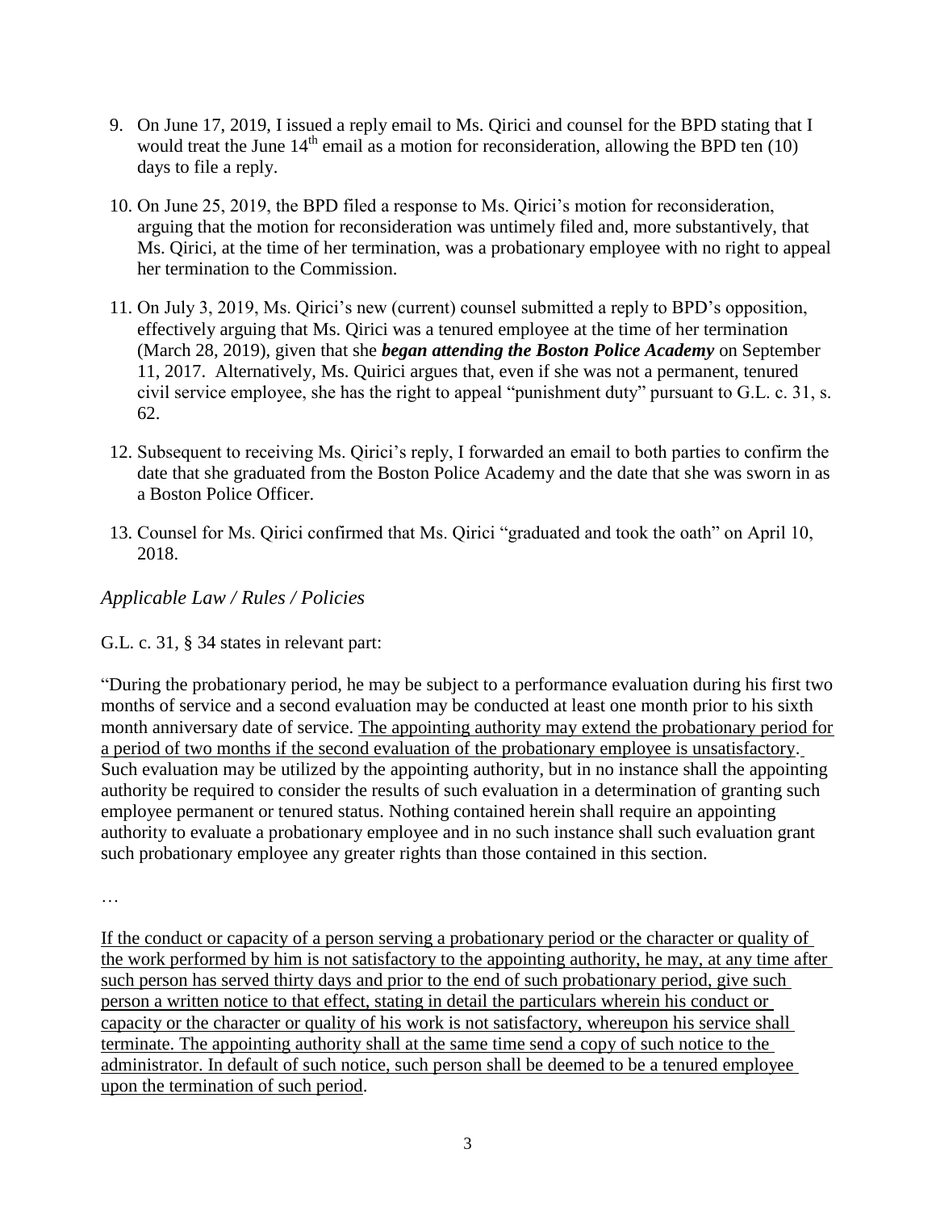9. On June 17, 2019, I issued a reply email to Ms. Qirici and counsel for the BPD stating that I would treat the June 14th email as a motion for reconsideration, allowing the BPD ten (10) days to file a reply.

10. On June 25, 2019, the BPD filed a response to Ms. Qirici's motion for reconsideration, arguing that the motion for reconsideration was untimely filed and, more substantively, that Ms. Qirici, at the time of her termination, was a probationary employee with no right to appeal her termination to the Commission.

11. On July 3, 2019, Ms. Qirici's new (current) counsel submitted a reply to BPD's opposition, effectively arguing that Ms. Qirici was a tenured employee at the time of her termination (March 28, 2019), given that she ***began attending the Boston Police Academy*** on September 11, 2017. Alternatively, Ms. Quirici argues that, even if she was not a permanent, tenured civil service employee, she has the right to appeal "punishment duty" pursuant to G.L. c. 31, s. 62.

12. Subsequent to receiving Ms. Qirici's reply, I forwarded an email to both parties to confirm the date that she graduated from the Boston Police Academy and the date that she was sworn in as a Boston Police Officer.

13. Counsel for Ms. Qirici confirmed that Ms. Qirici "graduated and took the oath" on April 10, 2018.

*Applicable Law / Rules / Policies*

G.L. c. 31, § 34 states in relevant part:

"During the probationary period, he may be subject to a performance evaluation during his first two months of service and a second evaluation may be conducted at least one month prior to his sixth month anniversary date of service. <u>The appointing authority may extend the probationary period for a period of two months if the second evaluation of the probationary employee is unsatisfactory.</u> Such evaluation may be utilized by the appointing authority, but in no instance shall the appointing authority be required to consider the results of such evaluation in a determination of granting such employee permanent or tenured status. Nothing contained herein shall require an appointing authority to evaluate a probationary employee and in no such instance shall such evaluation grant such probationary employee any greater rights than those contained in this section.

…

<u>If the conduct or capacity of a person serving a probationary period or the character or quality of the work performed by him is not satisfactory to the appointing authority, he may, at any time after such person has served thirty days and prior to the end of such probationary period, give such person a written notice to that effect, stating in detail the particulars wherein his conduct or capacity or the character or quality of his work is not satisfactory, whereupon his service shall terminate. The appointing authority shall at the same time send a copy of such notice to the administrator. In default of such notice, such person shall be deemed to be a tenured employee upon the termination of such period</u>.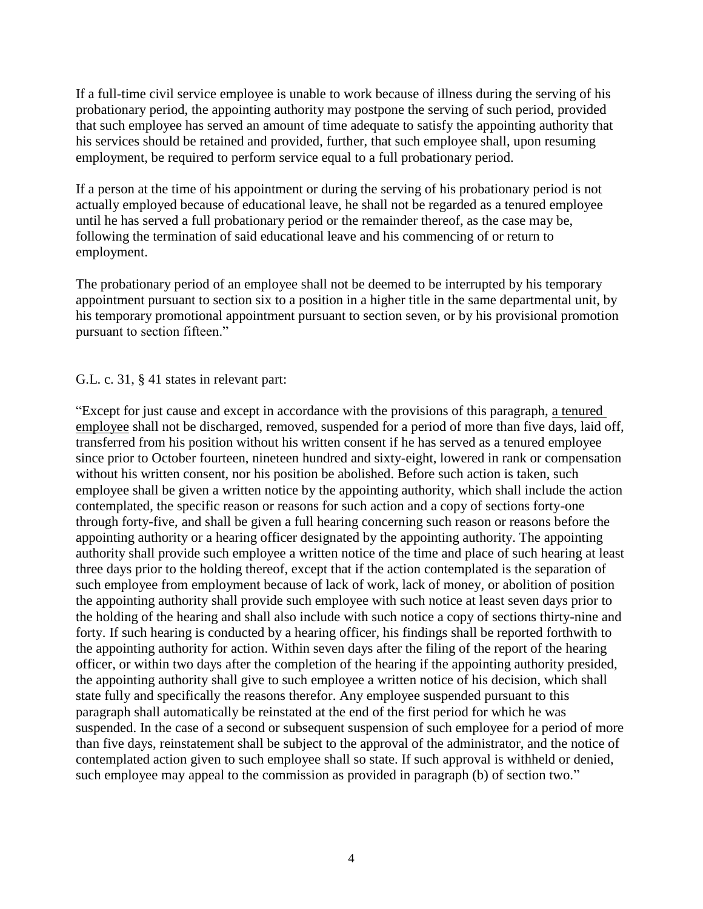If a full-time civil service employee is unable to work because of illness during the serving of his probationary period, the appointing authority may postpone the serving of such period, provided that such employee has served an amount of time adequate to satisfy the appointing authority that his services should be retained and provided, further, that such employee shall, upon resuming employment, be required to perform service equal to a full probationary period.

If a person at the time of his appointment or during the serving of his probationary period is not actually employed because of educational leave, he shall not be regarded as a tenured employee until he has served a full probationary period or the remainder thereof, as the case may be, following the termination of said educational leave and his commencing of or return to employment.

The probationary period of an employee shall not be deemed to be interrupted by his temporary appointment pursuant to section six to a position in a higher title in the same departmental unit, by his temporary promotional appointment pursuant to section seven, or by his provisional promotion pursuant to section fifteen."

G.L. c. 31, § 41 states in relevant part:

"Except for just cause and except in accordance with the provisions of this paragraph, <u>a tenured employee</u> shall not be discharged, removed, suspended for a period of more than five days, laid off, transferred from his position without his written consent if he has served as a tenured employee since prior to October fourteen, nineteen hundred and sixty-eight, lowered in rank or compensation without his written consent, nor his position be abolished. Before such action is taken, such employee shall be given a written notice by the appointing authority, which shall include the action contemplated, the specific reason or reasons for such action and a copy of sections forty-one through forty-five, and shall be given a full hearing concerning such reason or reasons before the appointing authority or a hearing officer designated by the appointing authority. The appointing authority shall provide such employee a written notice of the time and place of such hearing at least three days prior to the holding thereof, except that if the action contemplated is the separation of such employee from employment because of lack of work, lack of money, or abolition of position the appointing authority shall provide such employee with such notice at least seven days prior to the holding of the hearing and shall also include with such notice a copy of sections thirty-nine and forty. If such hearing is conducted by a hearing officer, his findings shall be reported forthwith to the appointing authority for action. Within seven days after the filing of the report of the hearing officer, or within two days after the completion of the hearing if the appointing authority presided, the appointing authority shall give to such employee a written notice of his decision, which shall state fully and specifically the reasons therefor. Any employee suspended pursuant to this paragraph shall automatically be reinstated at the end of the first period for which he was suspended. In the case of a second or subsequent suspension of such employee for a period of more than five days, reinstatement shall be subject to the approval of the administrator, and the notice of contemplated action given to such employee shall so state. If such approval is withheld or denied, such employee may appeal to the commission as provided in paragraph (b) of section two."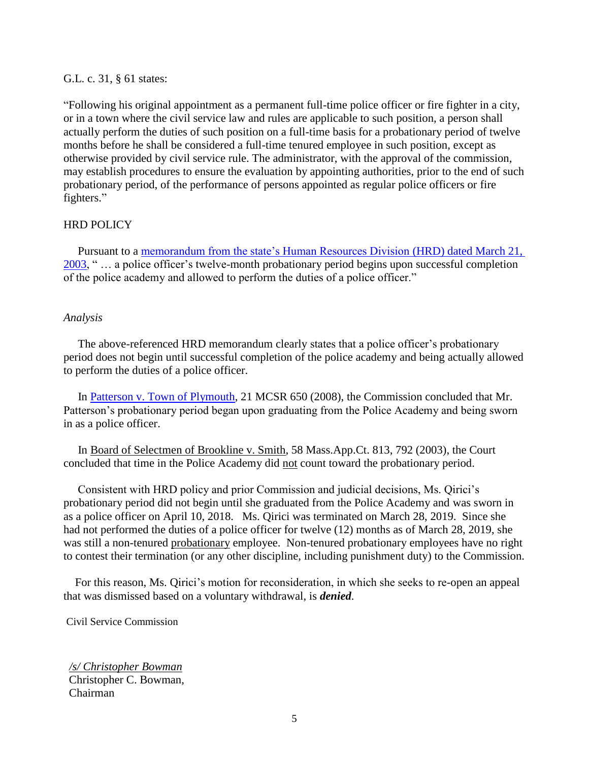G.L. c. 31, § 61 states:

"Following his original appointment as a permanent full-time police officer or fire fighter in a city, or in a town where the civil service law and rules are applicable to such position, a person shall actually perform the duties of such position on a full-time basis for a probationary period of twelve months before he shall be considered a full-time tenured employee in such position, except as otherwise provided by civil service rule. The administrator, with the approval of the commission, may establish procedures to ensure the evaluation by appointing authorities, prior to the end of such probationary period, of the performance of persons appointed as regular police officers or fire fighters."

HRD POLICY

Pursuant to a memorandum from the state's Human Resources Division (HRD) dated March 21, 2003, " … a police officer's twelve-month probationary period begins upon successful completion of the police academy and allowed to perform the duties of a police officer."

*Analysis*

The above-referenced HRD memorandum clearly states that a police officer's probationary period does not begin until successful completion of the police academy and being actually allowed to perform the duties of a police officer.

In Patterson v. Town of Plymouth, 21 MCSR 650 (2008), the Commission concluded that Mr. Patterson's probationary period began upon graduating from the Police Academy and being sworn in as a police officer.

In Board of Selectmen of Brookline v. Smith, 58 Mass.App.Ct. 813, 792 (2003), the Court concluded that time in the Police Academy did not count toward the probationary period.

Consistent with HRD policy and prior Commission and judicial decisions, Ms. Qirici's probationary period did not begin until she graduated from the Police Academy and was sworn in as a police officer on April 10, 2018. Ms. Qirici was terminated on March 28, 2019. Since she had not performed the duties of a police officer for twelve (12) months as of March 28, 2019, she was still a non-tenured probationary employee. Non-tenured probationary employees have no right to contest their termination (or any other discipline, including punishment duty) to the Commission.

For this reason, Ms. Qirici's motion for reconsideration, in which she seeks to re-open an appeal that was dismissed based on a voluntary withdrawal, is ***denied***.

Civil Service Commission

*/s/ Christopher Bowman*
Christopher C. Bowman,
Chairman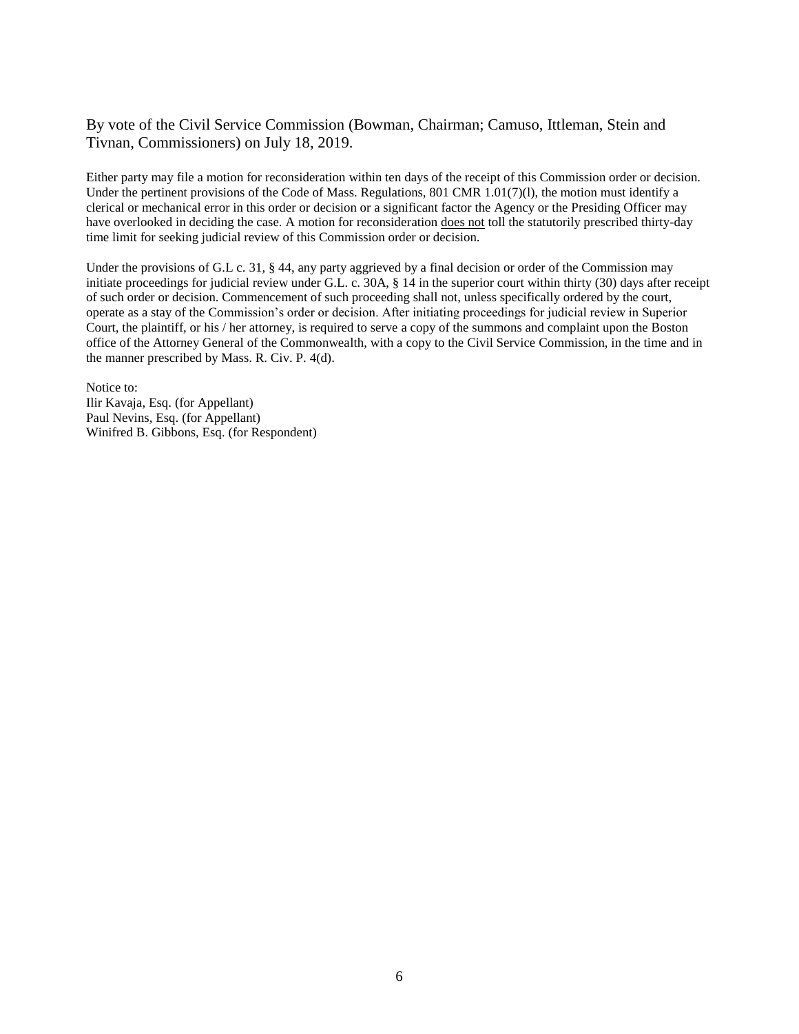By vote of the Civil Service Commission (Bowman, Chairman; Camuso, Ittleman, Stein and Tivnan, Commissioners) on July 18, 2019.

Either party may file a motion for reconsideration within ten days of the receipt of this Commission order or decision. Under the pertinent provisions of the Code of Mass. Regulations, 801 CMR 1.01(7)(l), the motion must identify a clerical or mechanical error in this order or decision or a significant factor the Agency or the Presiding Officer may have overlooked in deciding the case. A motion for reconsideration does not toll the statutorily prescribed thirty-day time limit for seeking judicial review of this Commission order or decision.

Under the provisions of G.L c. 31, § 44, any party aggrieved by a final decision or order of the Commission may initiate proceedings for judicial review under G.L. c. 30A, § 14 in the superior court within thirty (30) days after receipt of such order or decision. Commencement of such proceeding shall not, unless specifically ordered by the court, operate as a stay of the Commission's order or decision. After initiating proceedings for judicial review in Superior Court, the plaintiff, or his / her attorney, is required to serve a copy of the summons and complaint upon the Boston office of the Attorney General of the Commonwealth, with a copy to the Civil Service Commission, in the time and in the manner prescribed by Mass. R. Civ. P. 4(d).

Notice to:
Ilir Kavaja, Esq. (for Appellant)
Paul Nevins, Esq. (for Appellant)
Winifred B. Gibbons, Esq. (for Respondent)